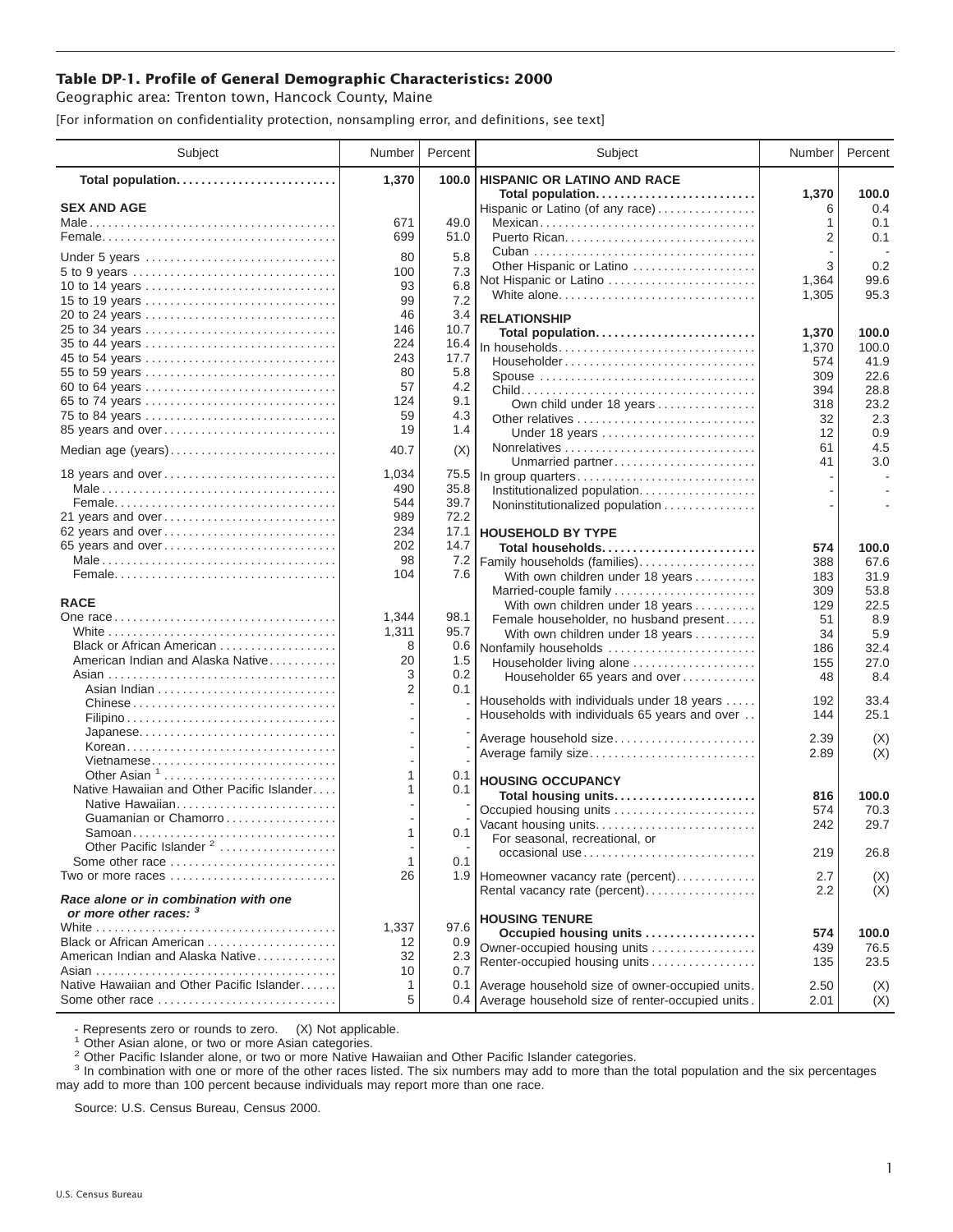# Table DP-1. Profile of General Demographic Characteristics: 2000

Geographic area: Trenton town, Hancock County, Maine

[For information on confidentiality protection, nonsampling error, and definitions, see text]

| Subject | Number | Percent |
|---|---|---|
| **Total population** | **1,370** | **100.0** |
| **SEX AND AGE** | | |
| Male | 671 | 49.0 |
| Female | 699 | 51.0 |
| Under 5 years | 80 | 5.8 |
| 5 to 9 years | 100 | 7.3 |
| 10 to 14 years | 93 | 6.8 |
| 15 to 19 years | 99 | 7.2 |
| 20 to 24 years | 46 | 3.4 |
| 25 to 34 years | 146 | 10.7 |
| 35 to 44 years | 224 | 16.4 |
| 45 to 54 years | 243 | 17.7 |
| 55 to 59 years | 80 | 5.8 |
| 60 to 64 years | 57 | 4.2 |
| 65 to 74 years | 124 | 9.1 |
| 75 to 84 years | 59 | 4.3 |
| 85 years and over | 19 | 1.4 |
| Median age (years) | 40.7 | (X) |
| 18 years and over | 1,034 | 75.5 |
| Male | 490 | 35.8 |
| Female | 544 | 39.7 |
| 21 years and over | 989 | 72.2 |
| 62 years and over | 234 | 17.1 |
| 65 years and over | 202 | 14.7 |
| Male | 98 | 7.2 |
| Female | 104 | 7.6 |
| **RACE** | | |
| One race | 1,344 | 98.1 |
| White | 1,311 | 95.7 |
| Black or African American | 8 | 0.6 |
| American Indian and Alaska Native | 20 | 1.5 |
| Asian | 3 | 0.2 |
| Asian Indian | 2 | 0.1 |
| Chinese | - | - |
| Filipino | - | - |
| Japanese | - | - |
| Korean | - | - |
| Vietnamese | - | - |
| Other Asian [1] | 1 | 0.1 |
| Native Hawaiian and Other Pacific Islander | 1 | 0.1 |
| Native Hawaiian | - | - |
| Guamanian or Chamorro | - | - |
| Samoan | 1 | 0.1 |
| Other Pacific Islander [2] | - | - |
| Some other race | 1 | 0.1 |
| Two or more races | 26 | 1.9 |
| ***Race alone or in combination with one or more other races:*** [3] | | |
| White | 1,337 | 97.6 |
| Black or African American | 12 | 0.9 |
| American Indian and Alaska Native | 32 | 2.3 |
| Asian | 10 | 0.7 |
| Native Hawaiian and Other Pacific Islander | 1 | 0.1 |
| Some other race | 5 | 0.4 |
| **HISPANIC OR LATINO AND RACE** | | |
| **Total population** | **1,370** | **100.0** |
| Hispanic or Latino (of any race) | 6 | 0.4 |
| Mexican | 1 | 0.1 |
| Puerto Rican | 2 | 0.1 |
| Cuban | - | - |
| Other Hispanic or Latino | 3 | 0.2 |
| Not Hispanic or Latino | 1,364 | 99.6 |
| White alone | 1,305 | 95.3 |
| **RELATIONSHIP** | | |
| **Total population** | **1,370** | **100.0** |
| In households | 1,370 | 100.0 |
| Householder | 574 | 41.9 |
| Spouse | 309 | 22.6 |
| Child | 394 | 28.8 |
| Own child under 18 years | 318 | 23.2 |
| Other relatives | 32 | 2.3 |
| Under 18 years | 12 | 0.9 |
| Nonrelatives | 61 | 4.5 |
| Unmarried partner | 41 | 3.0 |
| In group quarters | - | - |
| Institutionalized population | - | - |
| Noninstitutionalized population | - | - |
| **HOUSEHOLD BY TYPE** | | |
| **Total households** | **574** | **100.0** |
| Family households (families) | 388 | 67.6 |
| With own children under 18 years | 183 | 31.9 |
| Married-couple family | 309 | 53.8 |
| With own children under 18 years | 129 | 22.5 |
| Female householder, no husband present | 51 | 8.9 |
| With own children under 18 years | 34 | 5.9 |
| Nonfamily households | 186 | 32.4 |
| Householder living alone | 155 | 27.0 |
| Householder 65 years and over | 48 | 8.4 |
| Households with individuals under 18 years | 192 | 33.4 |
| Households with individuals 65 years and over | 144 | 25.1 |
| Average household size | 2.39 | (X) |
| Average family size | 2.89 | (X) |
| **HOUSING OCCUPANCY** | | |
| **Total housing units** | **816** | **100.0** |
| Occupied housing units | 574 | 70.3 |
| Vacant housing units | 242 | 29.7 |
| For seasonal, recreational, or occasional use | 219 | 26.8 |
| Homeowner vacancy rate (percent) | 2.7 | (X) |
| Rental vacancy rate (percent) | 2.2 | (X) |
| **HOUSING TENURE** | | |
| **Occupied housing units** | **574** | **100.0** |
| Owner-occupied housing units | 439 | 76.5 |
| Renter-occupied housing units | 135 | 23.5 |
| Average household size of owner-occupied units | 2.50 | (X) |
| Average household size of renter-occupied units | 2.01 | (X) |

- Represents zero or rounds to zero. (X) Not applicable.

[1] Other Asian alone, or two or more Asian categories.

[2] Other Pacific Islander alone, or two or more Native Hawaiian and Other Pacific Islander categories.

[3] In combination with one or more of the other races listed. The six numbers may add to more than the total population and the six percentages may add to more than 100 percent because individuals may report more than one race.

Source: U.S. Census Bureau, Census 2000.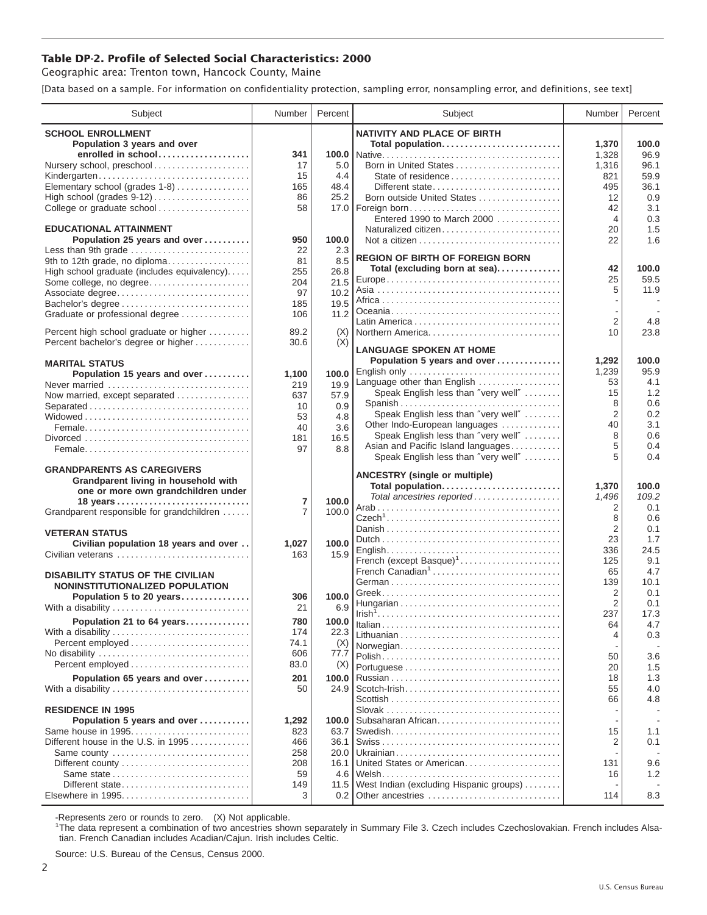# Table DP-2. Profile of Selected Social Characteristics: 2000

Geographic area: Trenton town, Hancock County, Maine

[Data based on a sample. For information on confidentiality protection, sampling error, nonsampling error, and definitions, see text]

| Subject | Number | Percent |
|---|---|---|
| **SCHOOL ENROLLMENT** | | |
| **Population 3 years and over enrolled in school** | **341** | **100.0** |
| Nursery school, preschool | 17 | 5.0 |
| Kindergarten | 15 | 4.4 |
| Elementary school (grades 1-8) | 165 | 48.4 |
| High school (grades 9-12) | 86 | 25.2 |
| College or graduate school | 58 | 17.0 |
| **EDUCATIONAL ATTAINMENT** | | |
| **Population 25 years and over** | **950** | **100.0** |
| Less than 9th grade | 22 | 2.3 |
| 9th to 12th grade, no diploma | 81 | 8.5 |
| High school graduate (includes equivalency) | 255 | 26.8 |
| Some college, no degree | 204 | 21.5 |
| Associate degree | 97 | 10.2 |
| Bachelor's degree | 185 | 19.5 |
| Graduate or professional degree | 106 | 11.2 |
| Percent high school graduate or higher | 89.2 | (X) |
| Percent bachelor's degree or higher | 30.6 | (X) |
| **MARITAL STATUS** | | |
| **Population 15 years and over** | **1,100** | **100.0** |
| Never married | 219 | 19.9 |
| Now married, except separated | 637 | 57.9 |
| Separated | 10 | 0.9 |
| Widowed | 53 | 4.8 |
| Female | 40 | 3.6 |
| Divorced | 181 | 16.5 |
| Female | 97 | 8.8 |
| **GRANDPARENTS AS CAREGIVERS** | | |
| **Grandparent living in household with one or more own grandchildren under 18 years** | **7** | **100.0** |
| Grandparent responsible for grandchildren | 7 | 100.0 |
| **VETERAN STATUS** | | |
| **Civilian population 18 years and over** | **1,027** | **100.0** |
| Civilian veterans | 163 | 15.9 |
| **DISABILITY STATUS OF THE CIVILIAN NONINSTITUTIONALIZED POPULATION** | | |
| **Population 5 to 20 years** | **306** | **100.0** |
| With a disability | 21 | 6.9 |
| **Population 21 to 64 years** | **780** | **100.0** |
| With a disability | 174 | 22.3 |
| Percent employed | 74.1 | (X) |
| No disability | 606 | 77.7 |
| Percent employed | 83.0 | (X) |
| **Population 65 years and over** | **201** | **100.0** |
| With a disability | 50 | 24.9 |
| **RESIDENCE IN 1995** | | |
| **Population 5 years and over** | **1,292** | **100.0** |
| Same house in 1995 | 823 | 63.7 |
| Different house in the U.S. in 1995 | 466 | 36.1 |
| Same county | 258 | 20.0 |
| Different county | 208 | 16.1 |
| Same state | 59 | 4.6 |
| Different state | 149 | 11.5 |
| Elsewhere in 1995 | 3 | 0.2 |

| Subject | Number | Percent |
|---|---|---|
| **NATIVITY AND PLACE OF BIRTH** | | |
| **Total population** | **1,370** | **100.0** |
| Native | 1,328 | 96.9 |
| Born in United States | 1,316 | 96.1 |
| State of residence | 821 | 59.9 |
| Different state | 495 | 36.1 |
| Born outside United States | 12 | 0.9 |
| Foreign born | 42 | 3.1 |
| Entered 1990 to March 2000 | 4 | 0.3 |
| Naturalized citizen | 20 | 1.5 |
| Not a citizen | 22 | 1.6 |
| **REGION OF BIRTH OF FOREIGN BORN** | | |
| **Total (excluding born at sea)** | **42** | **100.0** |
| Europe | 25 | 59.5 |
| Asia | 5 | 11.9 |
| Africa | - | - |
| Oceania | - | - |
| Latin America | 2 | 4.8 |
| Northern America | 10 | 23.8 |
| **LANGUAGE SPOKEN AT HOME** | | |
| **Population 5 years and over** | **1,292** | **100.0** |
| English only | 1,239 | 95.9 |
| Language other than English | 53 | 4.1 |
| Speak English less than "very well" | 15 | 1.2 |
| Spanish | 8 | 0.6 |
| Speak English less than "very well" | 2 | 0.2 |
| Other Indo-European languages | 40 | 3.1 |
| Speak English less than "very well" | 8 | 0.6 |
| Asian and Pacific Island languages | 5 | 0.4 |
| Speak English less than "very well" | 5 | 0.4 |
| **ANCESTRY (single or multiple)** | | |
| **Total population** | **1,370** | **100.0** |
| *Total ancestries reported* | *1,496* | *109.2* |
| Arab | 2 | 0.1 |
| Czech[1] | 8 | 0.6 |
| Danish | 2 | 0.1 |
| Dutch | 23 | 1.7 |
| English | 336 | 24.5 |
| French (except Basque)[1] | 125 | 9.1 |
| French Canadian[1] | 65 | 4.7 |
| German | 139 | 10.1 |
| Greek | 2 | 0.1 |
| Hungarian | 2 | 0.1 |
| Irish[1] | 237 | 17.3 |
| Italian | 64 | 4.7 |
| Lithuanian | 4 | 0.3 |
| Norwegian | - | - |
| Polish | 50 | 3.6 |
| Portuguese | 20 | 1.5 |
| Russian | 18 | 1.3 |
| Scotch-Irish | 55 | 4.0 |
| Scottish | 66 | 4.8 |
| Slovak | - | - |
| Subsaharan African | - | - |
| Swedish | 15 | 1.1 |
| Swiss | 2 | 0.1 |
| Ukrainian | - | - |
| United States or American | 131 | 9.6 |
| Welsh | 16 | 1.2 |
| West Indian (excluding Hispanic groups) | - | - |
| Other ancestries | 114 | 8.3 |

-Represents zero or rounds to zero. (X) Not applicable.

[1]The data represent a combination of two ancestries shown separately in Summary File 3. Czech includes Czechoslovakian. French includes Alsatian. French Canadian includes Acadian/Cajun. Irish includes Celtic.

Source: U.S. Bureau of the Census, Census 2000.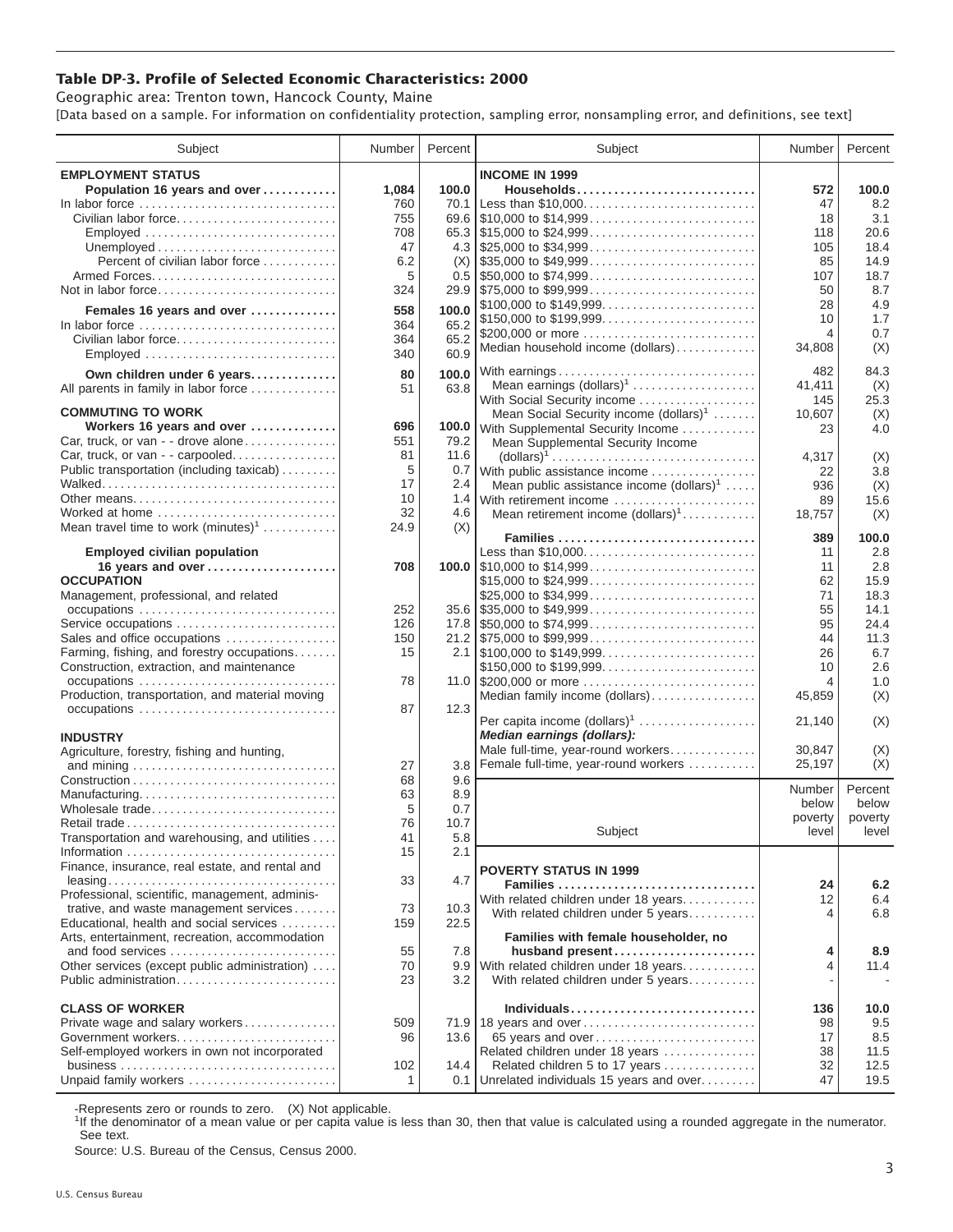## Table DP-3. Profile of Selected Economic Characteristics: 2000

Geographic area: Trenton town, Hancock County, Maine

[Data based on a sample. For information on confidentiality protection, sampling error, nonsampling error, and definitions, see text]

| Subject | Number | Percent |
|---|---|---|
| **EMPLOYMENT STATUS** | | |
| **Population 16 years and over** | **1,084** | **100.0** |
| In labor force | 760 | 70.1 |
| Civilian labor force | 755 | 69.6 |
| Employed | 708 | 65.3 |
| Unemployed | 47 | 4.3 |
| Percent of civilian labor force | 6.2 | (X) |
| Armed Forces | 5 | 0.5 |
| Not in labor force | 324 | 29.9 |
| **Females 16 years and over** | **558** | **100.0** |
| In labor force | 364 | 65.2 |
| Civilian labor force | 364 | 65.2 |
| Employed | 340 | 60.9 |
| **Own children under 6 years** | **80** | **100.0** |
| All parents in family in labor force | 51 | 63.8 |
| **COMMUTING TO WORK** | | |
| **Workers 16 years and over** | **696** | **100.0** |
| Car, truck, or van - - drove alone | 551 | 79.2 |
| Car, truck, or van - - carpooled | 81 | 11.6 |
| Public transportation (including taxicab) | 5 | 0.7 |
| Walked | 17 | 2.4 |
| Other means | 10 | 1.4 |
| Worked at home | 32 | 4.6 |
| Mean travel time to work (minutes)[1] | 24.9 | (X) |
| **Employed civilian population 16 years and over** | **708** | **100.0** |
| **OCCUPATION** | | |
| Management, professional, and related occupations | 252 | 35.6 |
| Service occupations | 126 | 17.8 |
| Sales and office occupations | 150 | 21.2 |
| Farming, fishing, and forestry occupations | 15 | 2.1 |
| Construction, extraction, and maintenance occupations | 78 | 11.0 |
| Production, transportation, and material moving occupations | 87 | 12.3 |
| **INDUSTRY** | | |
| Agriculture, forestry, fishing and hunting, and mining | 27 | 3.8 |
| Construction | 68 | 9.6 |
| Manufacturing | 63 | 8.9 |
| Wholesale trade | 5 | 0.7 |
| Retail trade | 76 | 10.7 |
| Transportation and warehousing, and utilities | 41 | 5.8 |
| Information | 15 | 2.1 |
| Finance, insurance, real estate, and rental and leasing | 33 | 4.7 |
| Professional, scientific, management, administrative, and waste management services | 73 | 10.3 |
| Educational, health and social services | 159 | 22.5 |
| Arts, entertainment, recreation, accommodation and food services | 55 | 7.8 |
| Other services (except public administration) | 70 | 9.9 |
| Public administration | 23 | 3.2 |
| **CLASS OF WORKER** | | |
| Private wage and salary workers | 509 | 71.9 |
| Government workers | 96 | 13.6 |
| Self-employed workers in own not incorporated business | 102 | 14.4 |
| Unpaid family workers | 1 | 0.1 |

| Subject | Number | Percent |
|---|---|---|
| **INCOME IN 1999** | | |
| **Households** | **572** | **100.0** |
| Less than $10,000 | 47 | 8.2 |
| $10,000 to $14,999 | 18 | 3.1 |
| $15,000 to $24,999 | 118 | 20.6 |
| $25,000 to $34,999 | 105 | 18.4 |
| $35,000 to $49,999 | 85 | 14.9 |
| $50,000 to $74,999 | 107 | 18.7 |
| $75,000 to $99,999 | 50 | 8.7 |
| $100,000 to $149,999 | 28 | 4.9 |
| $150,000 to $199,999 | 10 | 1.7 |
| $200,000 or more | 4 | 0.7 |
| Median household income (dollars) | 34,808 | (X) |
| With earnings | 482 | 84.3 |
| Mean earnings (dollars)[1] | 41,411 | (X) |
| With Social Security income | 145 | 25.3 |
| Mean Social Security income (dollars)[1] | 10,607 | (X) |
| With Supplemental Security Income | 23 | 4.0 |
| Mean Supplemental Security Income (dollars)[1] | 4,317 | (X) |
| With public assistance income | 22 | 3.8 |
| Mean public assistance income (dollars)[1] | 936 | (X) |
| With retirement income | 89 | 15.6 |
| Mean retirement income (dollars)[1] | 18,757 | (X) |
| **Families** | **389** | **100.0** |
| Less than $10,000 | 11 | 2.8 |
| $10,000 to $14,999 | 11 | 2.8 |
| $15,000 to $24,999 | 62 | 15.9 |
| $25,000 to $34,999 | 71 | 18.3 |
| $35,000 to $49,999 | 55 | 14.1 |
| $50,000 to $74,999 | 95 | 24.4 |
| $75,000 to $99,999 | 44 | 11.3 |
| $100,000 to $149,999 | 26 | 6.7 |
| $150,000 to $199,999 | 10 | 2.6 |
| $200,000 or more | 4 | 1.0 |
| Median family income (dollars) | 45,859 | (X) |
| Per capita income (dollars)[1] | 21,140 | (X) |
| ***Median earnings (dollars):*** | | |
| Male full-time, year-round workers | 30,847 | (X) |
| Female full-time, year-round workers | 25,197 | (X) |

| Subject | Number below poverty level | Percent below poverty level |
|---|---|---|
| **POVERTY STATUS IN 1999** | | |
| **Families** | **24** | **6.2** |
| With related children under 18 years | 12 | 6.4 |
| With related children under 5 years | 4 | 6.8 |
| **Families with female householder, no husband present** | **4** | **8.9** |
| With related children under 18 years | 4 | 11.4 |
| With related children under 5 years | - | - |
| **Individuals** | **136** | **10.0** |
| 18 years and over | 98 | 9.5 |
| 65 years and over | 17 | 8.5 |
| Related children under 18 years | 38 | 11.5 |
| Related children 5 to 17 years | 32 | 12.5 |
| Unrelated individuals 15 years and over | 47 | 19.5 |

-Represents zero or rounds to zero. (X) Not applicable.

[1]If the denominator of a mean value or per capita value is less than 30, then that value is calculated using a rounded aggregate in the numerator. See text.

Source: U.S. Bureau of the Census, Census 2000.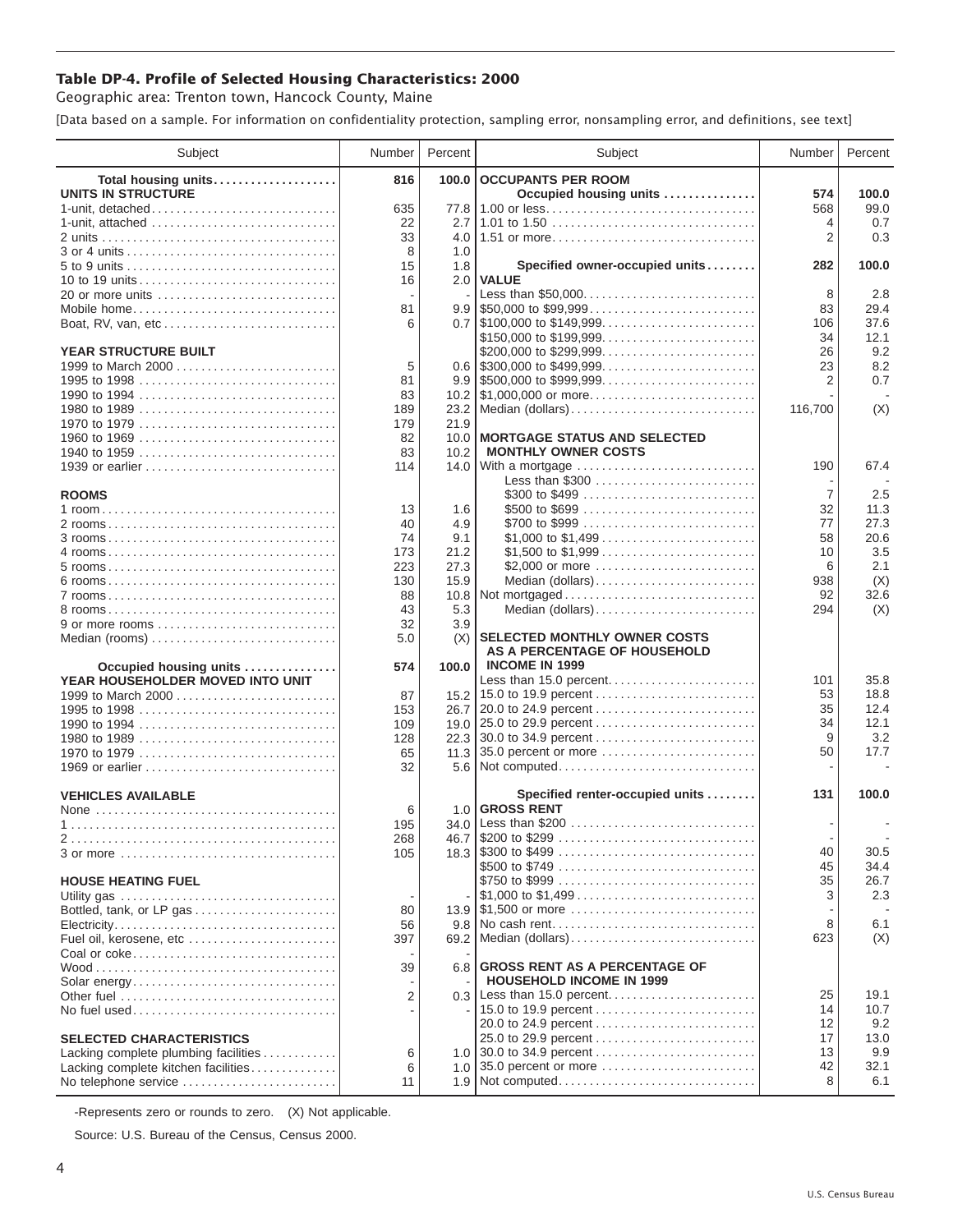## Table DP-4. Profile of Selected Housing Characteristics: 2000

Geographic area: Trenton town, Hancock County, Maine

[Data based on a sample. For information on confidentiality protection, sampling error, nonsampling error, and definitions, see text]

| Subject | Number | Percent | Subject | Number | Percent |
|---|---|---|---|---|---|
| **Total housing units** | **816** | **100.0** | **OCCUPANTS PER ROOM** | | |
| **UNITS IN STRUCTURE** | | | **Occupied housing units** | **574** | **100.0** |
| 1-unit, detached | 635 | 77.8 | 1.00 or less | 568 | 99.0 |
| 1-unit, attached | 22 | 2.7 | 1.01 to 1.50 | 4 | 0.7 |
| 2 units | 33 | 4.0 | 1.51 or more | 2 | 0.3 |
| 3 or 4 units | 8 | 1.0 | | | |
| 5 to 9 units | 15 | 1.8 | **Specified owner-occupied units** | **282** | **100.0** |
| 10 to 19 units | 16 | 2.0 | **VALUE** | | |
| 20 or more units | - | - | Less than $50,000 | 8 | 2.8 |
| Mobile home | 81 | 9.9 | $50,000 to $99,999 | 83 | 29.4 |
| Boat, RV, van, etc | 6 | 0.7 | $100,000 to $149,999 | 106 | 37.6 |
| | | | $150,000 to $199,999 | 34 | 12.1 |
| **YEAR STRUCTURE BUILT** | | | $200,000 to $299,999 | 26 | 9.2 |
| 1999 to March 2000 | 5 | 0.6 | $300,000 to $499,999 | 23 | 8.2 |
| 1995 to 1998 | 81 | 9.9 | $500,000 to $999,999 | 2 | 0.7 |
| 1990 to 1994 | 83 | 10.2 | $1,000,000 or more | - | - |
| 1980 to 1989 | 189 | 23.2 | Median (dollars) | 116,700 | (X) |
| 1970 to 1979 | 179 | 21.9 | | | |
| 1960 to 1969 | 82 | 10.0 | **MORTGAGE STATUS AND SELECTED MONTHLY OWNER COSTS** | | |
| 1940 to 1959 | 83 | 10.2 | | | |
| 1939 or earlier | 114 | 14.0 | With a mortgage | 190 | 67.4 |
| | | | Less than $300 | - | - |
| **ROOMS** | | | $300 to $499 | 7 | 2.5 |
| 1 room | 13 | 1.6 | $500 to $699 | 32 | 11.3 |
| 2 rooms | 40 | 4.9 | $700 to $999 | 77 | 27.3 |
| 3 rooms | 74 | 9.1 | $1,000 to $1,499 | 58 | 20.6 |
| 4 rooms | 173 | 21.2 | $1,500 to $1,999 | 10 | 3.5 |
| 5 rooms | 223 | 27.3 | $2,000 or more | 6 | 2.1 |
| 6 rooms | 130 | 15.9 | Median (dollars) | 938 | (X) |
| 7 rooms | 88 | 10.8 | Not mortgaged | 92 | 32.6 |
| 8 rooms | 43 | 5.3 | Median (dollars) | 294 | (X) |
| 9 or more rooms | 32 | 3.9 | | | |
| Median (rooms) | 5.0 | (X) | **SELECTED MONTHLY OWNER COSTS AS A PERCENTAGE OF HOUSEHOLD INCOME IN 1999** | | |
| **Occupied housing units** | **574** | **100.0** | | | |
| **YEAR HOUSEHOLDER MOVED INTO UNIT** | | | Less than 15.0 percent | 101 | 35.8 |
| 1999 to March 2000 | 87 | 15.2 | 15.0 to 19.9 percent | 53 | 18.8 |
| 1995 to 1998 | 153 | 26.7 | 20.0 to 24.9 percent | 35 | 12.4 |
| 1990 to 1994 | 109 | 19.0 | 25.0 to 29.9 percent | 34 | 12.1 |
| 1980 to 1989 | 128 | 22.3 | 30.0 to 34.9 percent | 9 | 3.2 |
| 1970 to 1979 | 65 | 11.3 | 35.0 percent or more | 50 | 17.7 |
| 1969 or earlier | 32 | 5.6 | Not computed | - | - |
| | | | | | |
| **VEHICLES AVAILABLE** | | | **Specified renter-occupied units** | **131** | **100.0** |
| None | 6 | 1.0 | **GROSS RENT** | | |
| 1 | 195 | 34.0 | Less than $200 | - | - |
| 2 | 268 | 46.7 | $200 to $299 | - | - |
| 3 or more | 105 | 18.3 | $300 to $499 | 40 | 30.5 |
| | | | $500 to $749 | 45 | 34.4 |
| **HOUSE HEATING FUEL** | | | $750 to $999 | 35 | 26.7 |
| Utility gas | - | - | $1,000 to $1,499 | 3 | 2.3 |
| Bottled, tank, or LP gas | 80 | 13.9 | $1,500 or more | - | - |
| Electricity | 56 | 9.8 | No cash rent | 8 | 6.1 |
| Fuel oil, kerosene, etc | 397 | 69.2 | Median (dollars) | 623 | (X) |
| Coal or coke | - | - | | | |
| Wood | 39 | 6.8 | **GROSS RENT AS A PERCENTAGE OF HOUSEHOLD INCOME IN 1999** | | |
| Solar energy | - | - | | | |
| Other fuel | 2 | 0.3 | Less than 15.0 percent | 25 | 19.1 |
| No fuel used | - | - | 15.0 to 19.9 percent | 14 | 10.7 |
| | | | 20.0 to 24.9 percent | 12 | 9.2 |
| **SELECTED CHARACTERISTICS** | | | 25.0 to 29.9 percent | 17 | 13.0 |
| Lacking complete plumbing facilities | 6 | 1.0 | 30.0 to 34.9 percent | 13 | 9.9 |
| Lacking complete kitchen facilities | 6 | 1.0 | 35.0 percent or more | 42 | 32.1 |
| No telephone service | 11 | 1.9 | Not computed | 8 | 6.1 |

-Represents zero or rounds to zero. (X) Not applicable.

Source: U.S. Bureau of the Census, Census 2000.